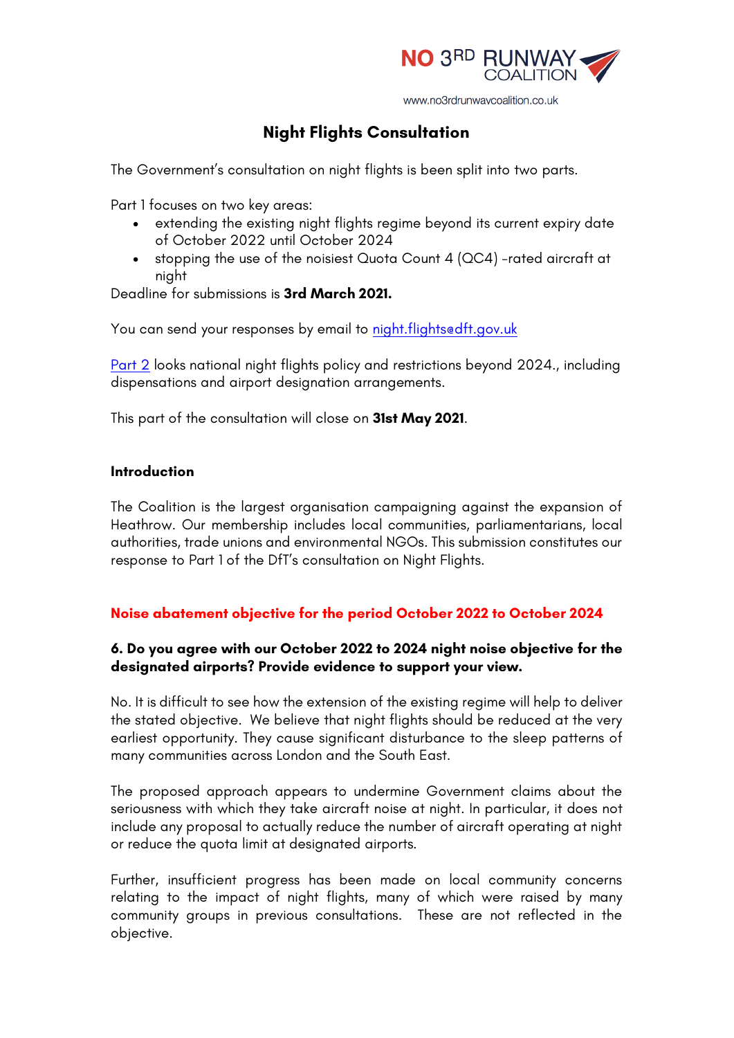NO 3RD RUNWAY COALITION

www.no3rdrunwaycoalition.co.uk

# Night Flights Consultation

The Government's consultation on night flights is been split into two parts.

Part 1 focuses on two key areas:

- extending the existing night flights regime beyond its current expiry date of October 2022 until October 2024
- stopping the use of the noisiest Quota Count 4 (QC4) -rated aircraft at night

Deadline for submissions is **3rd March 2021.**

You can send your responses by email to night.flights@dft.gov.uk

Part 2 looks national night flights policy and restrictions beyond 2024., including dispensations and airport designation arrangements.

This part of the consultation will close on **31st May 2021**.

## Introduction

The Coalition is the largest organisation campaigning against the expansion of Heathrow. Our membership includes local communities, parliamentarians, local authorities, trade unions and environmental NGOs. This submission constitutes our response to Part 1 of the DfT's consultation on Night Flights.

## Noise abatement objective for the period October 2022 to October 2024

**6. Do you agree with our October 2022 to 2024 night noise objective for the designated airports? Provide evidence to support your view.**

No. It is difficult to see how the extension of the existing regime will help to deliver the stated objective. We believe that night flights should be reduced at the very earliest opportunity. They cause significant disturbance to the sleep patterns of many communities across London and the South East.

The proposed approach appears to undermine Government claims about the seriousness with which they take aircraft noise at night. In particular, it does not include any proposal to actually reduce the number of aircraft operating at night or reduce the quota limit at designated airports.

Further, insufficient progress has been made on local community concerns relating to the impact of night flights, many of which were raised by many community groups in previous consultations. These are not reflected in the objective.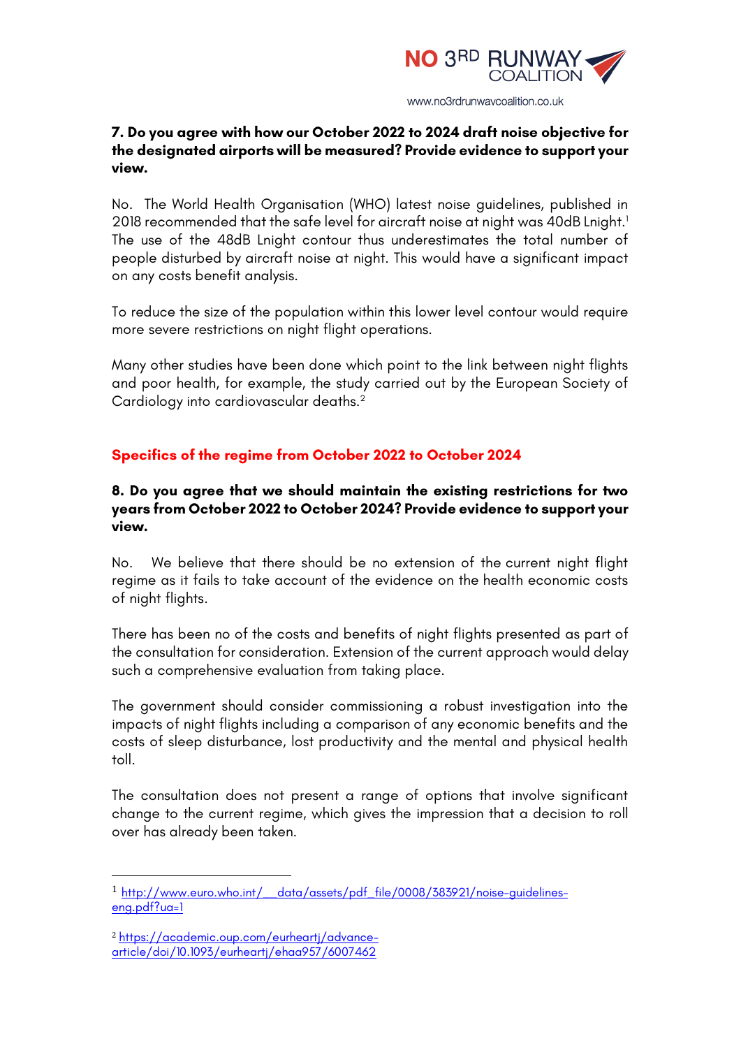**7. Do you agree with how our October 2022 to 2024 draft noise objective for the designated airports will be measured? Provide evidence to support your view.**

No. The World Health Organisation (WHO) latest noise guidelines, published in 2018 recommended that the safe level for aircraft noise at night was 40dB Lnight.[1] The use of the 48dB Lnight contour thus underestimates the total number of people disturbed by aircraft noise at night. This would have a significant impact on any costs benefit analysis.

To reduce the size of the population within this lower level contour would require more severe restrictions on night flight operations.

Many other studies have been done which point to the link between night flights and poor health, for example, the study carried out by the European Society of Cardiology into cardiovascular deaths.[2]

## Specifics of the regime from October 2022 to October 2024

**8. Do you agree that we should maintain the existing restrictions for two years from October 2022 to October 2024? Provide evidence to support your view.**

No. We believe that there should be no extension of the current night flight regime as it fails to take account of the evidence on the health economic costs of night flights.

There has been no of the costs and benefits of night flights presented as part of the consultation for consideration. Extension of the current approach would delay such a comprehensive evaluation from taking place.

The government should consider commissioning a robust investigation into the impacts of night flights including a comparison of any economic benefits and the costs of sleep disturbance, lost productivity and the mental and physical health toll.

The consultation does not present a range of options that involve significant change to the current regime, which gives the impression that a decision to roll over has already been taken.

---

[1] http://www.euro.who.int/__data/assets/pdf_file/0008/383921/noise-guidelines-eng.pdf?ua=1

[2] https://academic.oup.com/eurheartj/advance-article/doi/10.1093/eurheartj/ehaa957/6007462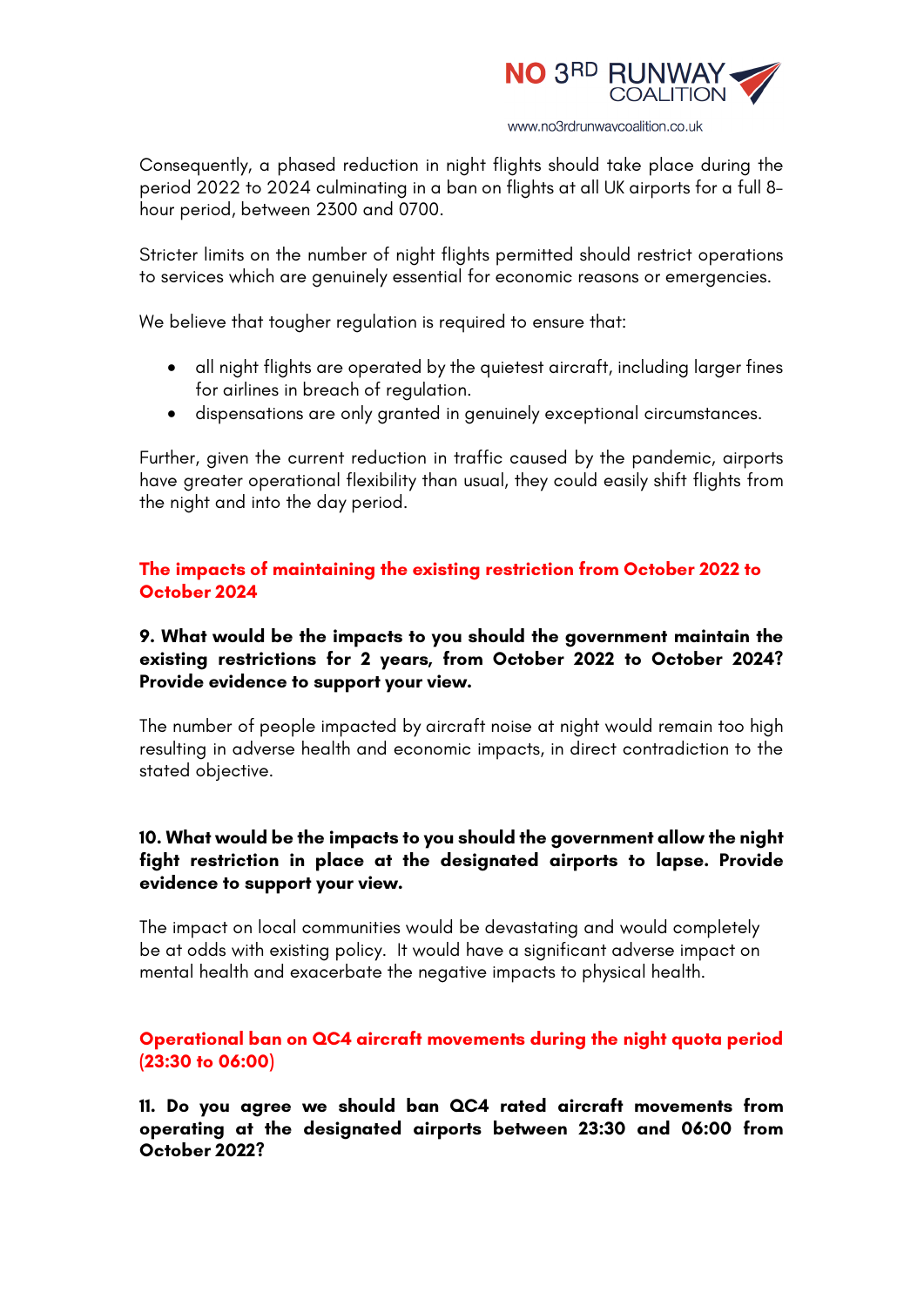Consequently, a phased reduction in night flights should take place during the period 2022 to 2024 culminating in a ban on flights at all UK airports for a full 8-hour period, between 2300 and 0700.

Stricter limits on the number of night flights permitted should restrict operations to services which are genuinely essential for economic reasons or emergencies.

We believe that tougher regulation is required to ensure that:

- all night flights are operated by the quietest aircraft, including larger fines for airlines in breach of regulation.
- dispensations are only granted in genuinely exceptional circumstances.

Further, given the current reduction in traffic caused by the pandemic, airports have greater operational flexibility than usual, they could easily shift flights from the night and into the day period.

## The impacts of maintaining the existing restriction from October 2022 to October 2024

**9. What would be the impacts to you should the government maintain the existing restrictions for 2 years, from October 2022 to October 2024? Provide evidence to support your view.**

The number of people impacted by aircraft noise at night would remain too high resulting in adverse health and economic impacts, in direct contradiction to the stated objective.

**10. What would be the impacts to you should the government allow the night fight restriction in place at the designated airports to lapse. Provide evidence to support your view.**

The impact on local communities would be devastating and would completely be at odds with existing policy. It would have a significant adverse impact on mental health and exacerbate the negative impacts to physical health.

## Operational ban on QC4 aircraft movements during the night quota period (23:30 to 06:00)

**11. Do you agree we should ban QC4 rated aircraft movements from operating at the designated airports between 23:30 and 06:00 from October 2022?**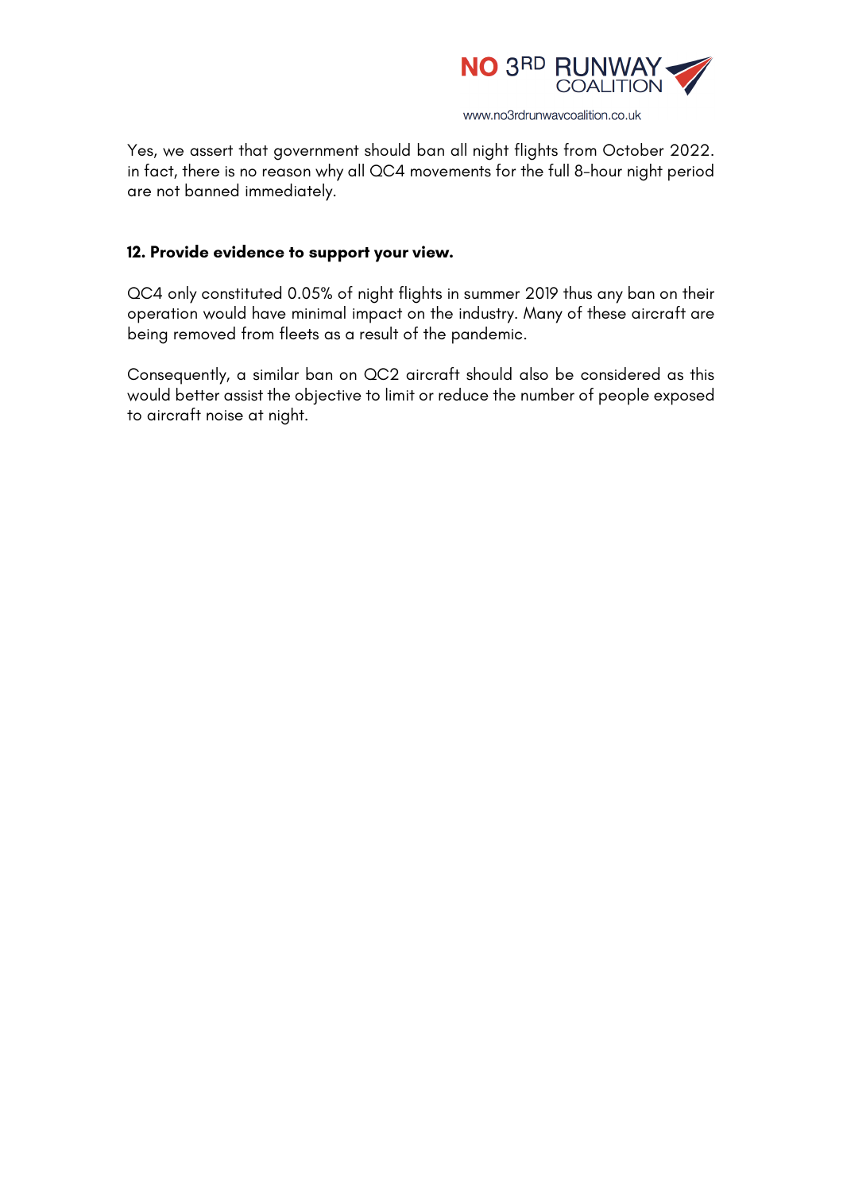Yes, we assert that government should ban all night flights from October 2022. in fact, there is no reason why all QC4 movements for the full 8-hour night period are not banned immediately.

**12. Provide evidence to support your view.**

QC4 only constituted 0.05% of night flights in summer 2019 thus any ban on their operation would have minimal impact on the industry. Many of these aircraft are being removed from fleets as a result of the pandemic.

Consequently, a similar ban on QC2 aircraft should also be considered as this would better assist the objective to limit or reduce the number of people exposed to aircraft noise at night.